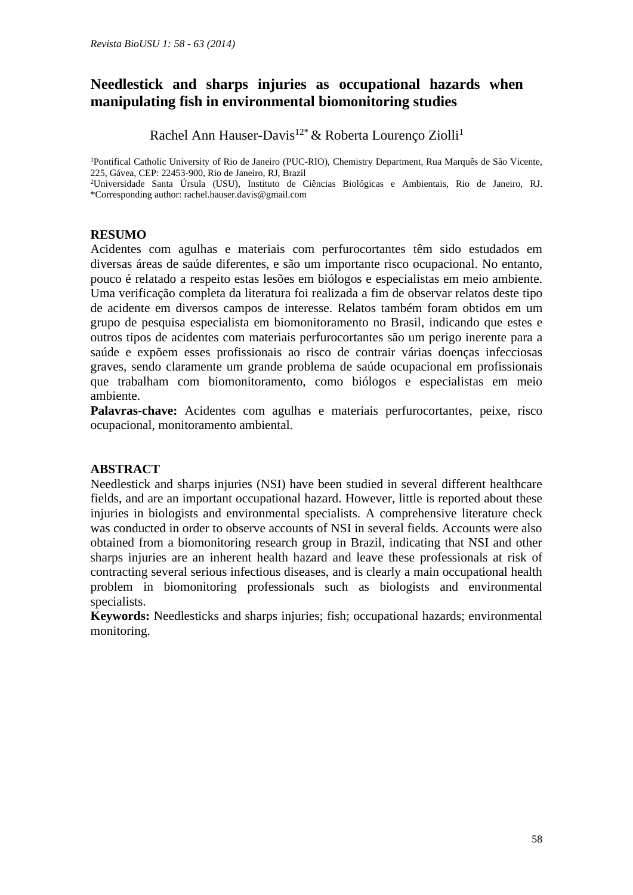# Needlestick and sharps injuries as occupational hazards when manipulating fish in environmental biomonitoring studies

Rachel Ann Hauser-Davis[1,2*] & Roberta Lourenço Ziolli[1]

[1]Pontifical Catholic University of Rio de Janeiro (PUC-RIO), Chemistry Department, Rua Marquês de São Vicente, 225, Gávea, CEP: 22453-900, Rio de Janeiro, RJ, Brazil
[2]Universidade Santa Úrsula (USU), Instituto de Ciências Biológicas e Ambientais, Rio de Janeiro, RJ.
*Corresponding author: rachel.hauser.davis@gmail.com

## RESUMO

Acidentes com agulhas e materiais com perfurocortantes têm sido estudados em diversas áreas de saúde diferentes, e são um importante risco ocupacional. No entanto, pouco é relatado a respeito estas lesões em biólogos e especialistas em meio ambiente. Uma verificação completa da literatura foi realizada a fim de observar relatos deste tipo de acidente em diversos campos de interesse. Relatos também foram obtidos em um grupo de pesquisa especialista em biomonitoramento no Brasil, indicando que estes e outros tipos de acidentes com materiais perfurocortantes são um perigo inerente para a saúde e expõem esses profissionais ao risco de contrair várias doenças infecciosas graves, sendo claramente um grande problema de saúde ocupacional em profissionais que trabalham com biomonitoramento, como biólogos e especialistas em meio ambiente.

**Palavras-chave:** Acidentes com agulhas e materiais perfurocortantes, peixe, risco ocupacional, monitoramento ambiental.

## ABSTRACT

Needlestick and sharps injuries (NSI) have been studied in several different healthcare fields, and are an important occupational hazard. However, little is reported about these injuries in biologists and environmental specialists. A comprehensive literature check was conducted in order to observe accounts of NSI in several fields. Accounts were also obtained from a biomonitoring research group in Brazil, indicating that NSI and other sharps injuries are an inherent health hazard and leave these professionals at risk of contracting several serious infectious diseases, and is clearly a main occupational health problem in biomonitoring professionals such as biologists and environmental specialists.

**Keywords:** Needlesticks and sharps injuries; fish; occupational hazards; environmental monitoring.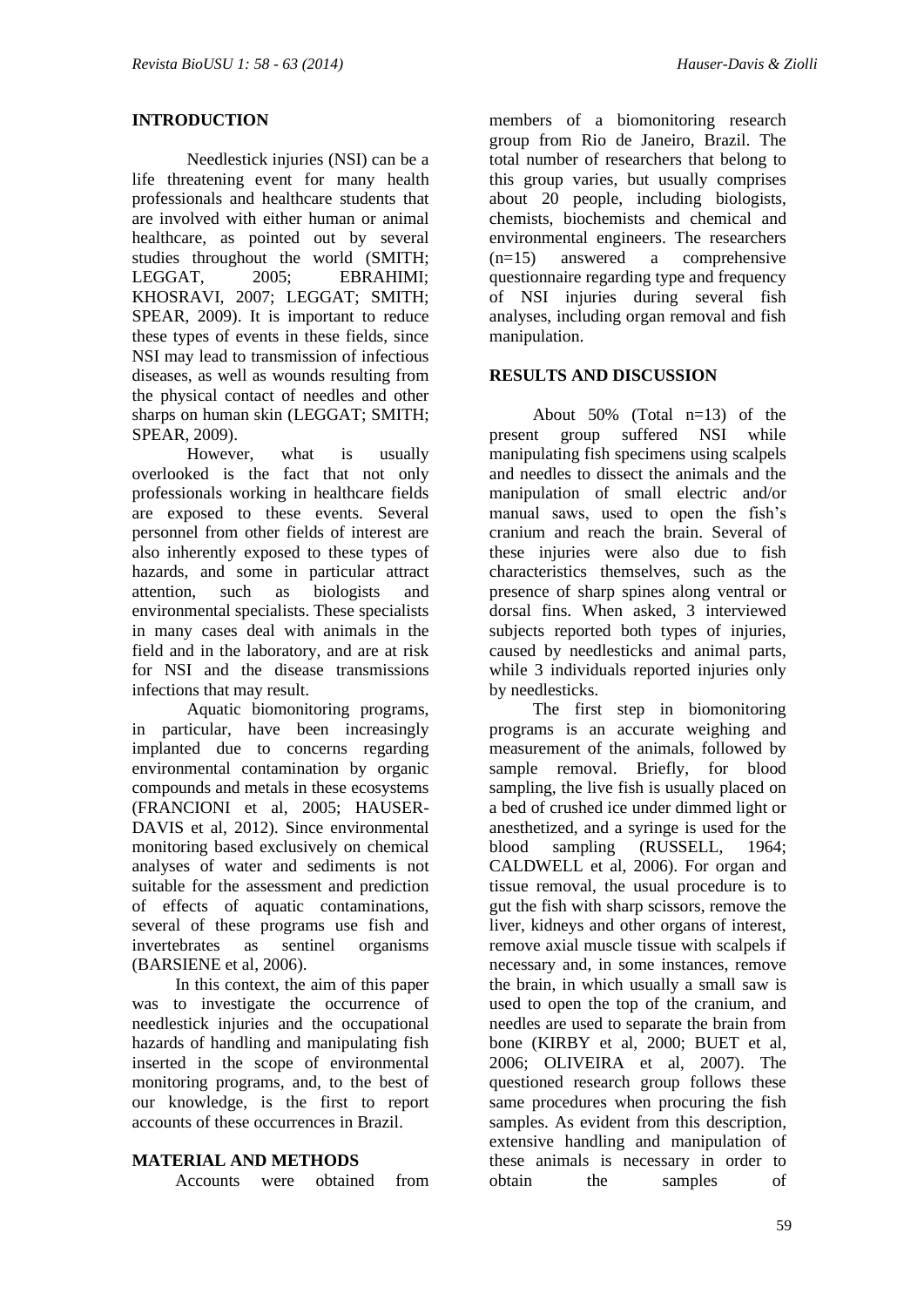## INTRODUCTION

Needlestick injuries (NSI) can be a life threatening event for many health professionals and healthcare students that are involved with either human or animal healthcare, as pointed out by several studies throughout the world (SMITH; LEGGAT, 2005; EBRAHIMI; KHOSRAVI, 2007; LEGGAT; SMITH; SPEAR, 2009). It is important to reduce these types of events in these fields, since NSI may lead to transmission of infectious diseases, as well as wounds resulting from the physical contact of needles and other sharps on human skin (LEGGAT; SMITH; SPEAR, 2009).

However, what is usually overlooked is the fact that not only professionals working in healthcare fields are exposed to these events. Several personnel from other fields of interest are also inherently exposed to these types of hazards, and some in particular attract attention, such as biologists and environmental specialists. These specialists in many cases deal with animals in the field and in the laboratory, and are at risk for NSI and the disease transmissions infections that may result.

Aquatic biomonitoring programs, in particular, have been increasingly implanted due to concerns regarding environmental contamination by organic compounds and metals in these ecosystems (FRANCIONI et al, 2005; HAUSER-DAVIS et al, 2012). Since environmental monitoring based exclusively on chemical analyses of water and sediments is not suitable for the assessment and prediction of effects of aquatic contaminations, several of these programs use fish and invertebrates as sentinel organisms (BARSIENE et al, 2006).

In this context, the aim of this paper was to investigate the occurrence of needlestick injuries and the occupational hazards of handling and manipulating fish inserted in the scope of environmental monitoring programs, and, to the best of our knowledge, is the first to report accounts of these occurrences in Brazil.

## MATERIAL AND METHODS

Accounts were obtained from members of a biomonitoring research group from Rio de Janeiro, Brazil. The total number of researchers that belong to this group varies, but usually comprises about 20 people, including biologists, chemists, biochemists and chemical and environmental engineers. The researchers (n=15) answered a comprehensive questionnaire regarding type and frequency of NSI injuries during several fish analyses, including organ removal and fish manipulation.

## RESULTS AND DISCUSSION

About 50% (Total n=13) of the present group suffered NSI while manipulating fish specimens using scalpels and needles to dissect the animals and the manipulation of small electric and/or manual saws, used to open the fish's cranium and reach the brain. Several of these injuries were also due to fish characteristics themselves, such as the presence of sharp spines along ventral or dorsal fins. When asked, 3 interviewed subjects reported both types of injuries, caused by needlesticks and animal parts, while 3 individuals reported injuries only by needlesticks.

The first step in biomonitoring programs is an accurate weighing and measurement of the animals, followed by sample removal. Briefly, for blood sampling, the live fish is usually placed on a bed of crushed ice under dimmed light or anesthetized, and a syringe is used for the blood sampling (RUSSELL, 1964; CALDWELL et al, 2006). For organ and tissue removal, the usual procedure is to gut the fish with sharp scissors, remove the liver, kidneys and other organs of interest, remove axial muscle tissue with scalpels if necessary and, in some instances, remove the brain, in which usually a small saw is used to open the top of the cranium, and needles are used to separate the brain from bone (KIRBY et al, 2000; BUET et al, 2006; OLIVEIRA et al, 2007). The questioned research group follows these same procedures when procuring the fish samples. As evident from this description, extensive handling and manipulation of these animals is necessary in order to obtain the samples of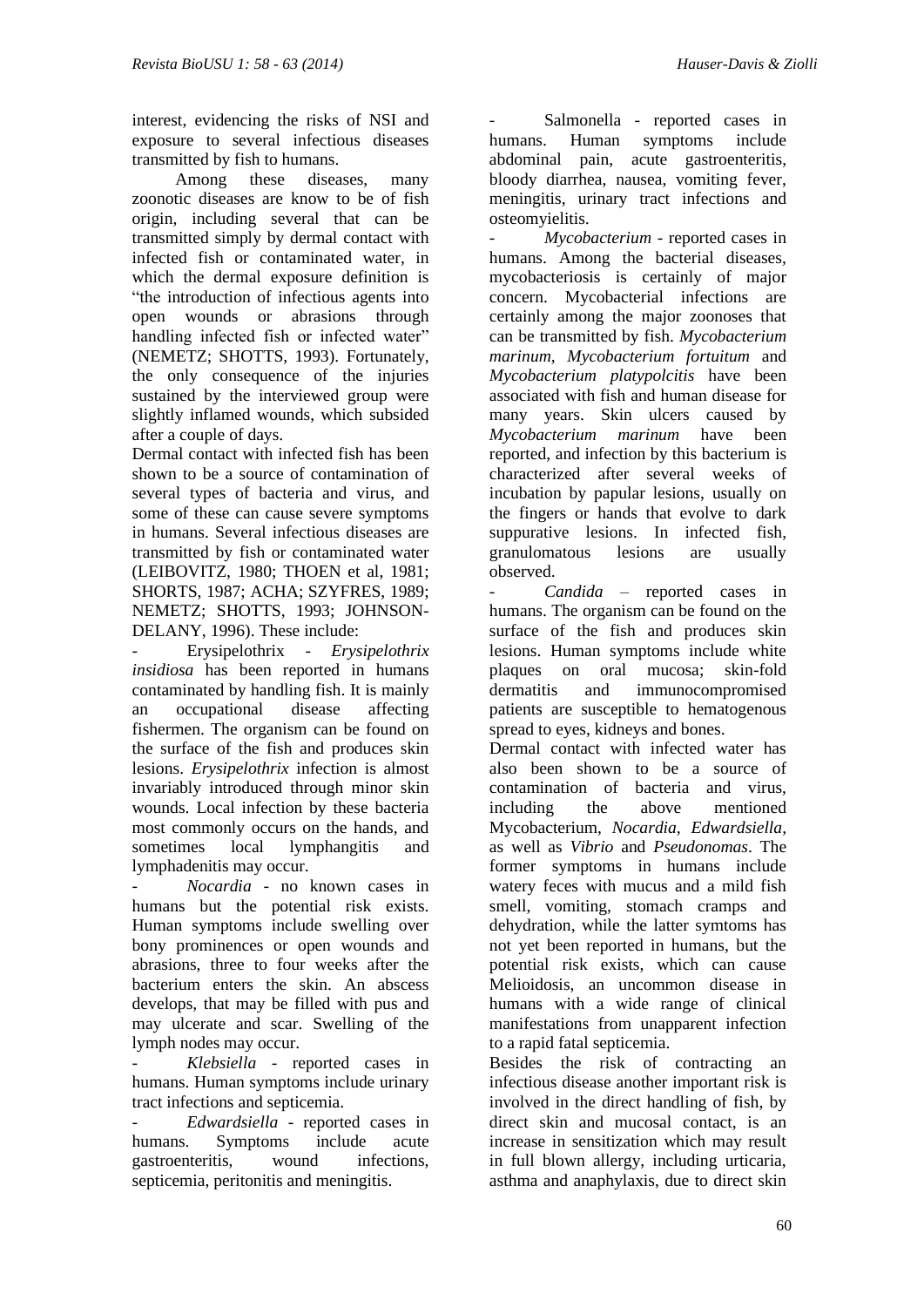interest, evidencing the risks of NSI and exposure to several infectious diseases transmitted by fish to humans.

Among these diseases, many zoonotic diseases are know to be of fish origin, including several that can be transmitted simply by dermal contact with infected fish or contaminated water, in which the dermal exposure definition is "the introduction of infectious agents into open wounds or abrasions through handling infected fish or infected water" (NEMETZ; SHOTTS, 1993). Fortunately, the only consequence of the injuries sustained by the interviewed group were slightly inflamed wounds, which subsided after a couple of days.

Dermal contact with infected fish has been shown to be a source of contamination of several types of bacteria and virus, and some of these can cause severe symptoms in humans. Several infectious diseases are transmitted by fish or contaminated water (LEIBOVITZ, 1980; THOEN et al, 1981; SHORTS, 1987; ACHA; SZYFRES, 1989; NEMETZ; SHOTTS, 1993; JOHNSON-DELANY, 1996). These include:

- Erysipelothrix - *Erysipelothrix insidiosa* has been reported in humans contaminated by handling fish. It is mainly an occupational disease affecting fishermen. The organism can be found on the surface of the fish and produces skin lesions. *Erysipelothrix* infection is almost invariably introduced through minor skin wounds. Local infection by these bacteria most commonly occurs on the hands, and sometimes local lymphangitis and lymphadenitis may occur.
- *Nocardia* - no known cases in humans but the potential risk exists. Human symptoms include swelling over bony prominences or open wounds and abrasions, three to four weeks after the bacterium enters the skin. An abscess develops, that may be filled with pus and may ulcerate and scar. Swelling of the lymph nodes may occur.
- *Klebsiella* - reported cases in humans. Human symptoms include urinary tract infections and septicemia.
- *Edwardsiella* - reported cases in humans. Symptoms include acute gastroenteritis, wound infections, septicemia, peritonitis and meningitis.
- Salmonella - reported cases in humans. Human symptoms include abdominal pain, acute gastroenteritis, bloody diarrhea, nausea, vomiting fever, meningitis, urinary tract infections and osteomyielitis.
- *Mycobacterium* - reported cases in humans. Among the bacterial diseases, mycobacteriosis is certainly of major concern. Mycobacterial infections are certainly among the major zoonoses that can be transmitted by fish. *Mycobacterium marinum*, *Mycobacterium fortuitum* and *Mycobacterium platypolcitis* have been associated with fish and human disease for many years. Skin ulcers caused by *Mycobacterium marinum* have been reported, and infection by this bacterium is characterized after several weeks of incubation by papular lesions, usually on the fingers or hands that evolve to dark suppurative lesions. In infected fish, granulomatous lesions are usually observed.
- *Candida* – reported cases in humans. The organism can be found on the surface of the fish and produces skin lesions. Human symptoms include white plaques on oral mucosa; skin-fold dermatitis and immunocompromised patients are susceptible to hematogenous spread to eyes, kidneys and bones.

Dermal contact with infected water has also been shown to be a source of contamination of bacteria and virus, including the above mentioned Mycobacterium, *Nocardia*, *Edwardsiella*, as well as *Vibrio* and *Pseudonomas*. The former symptoms in humans include watery feces with mucus and a mild fish smell, vomiting, stomach cramps and dehydration, while the latter symtoms has not yet been reported in humans, but the potential risk exists, which can cause Melioidosis, an uncommon disease in humans with a wide range of clinical manifestations from unapparent infection to a rapid fatal septicemia.

Besides the risk of contracting an infectious disease another important risk is involved in the direct handling of fish, by direct skin and mucosal contact, is an increase in sensitization which may result in full blown allergy, including urticaria, asthma and anaphylaxis, due to direct skin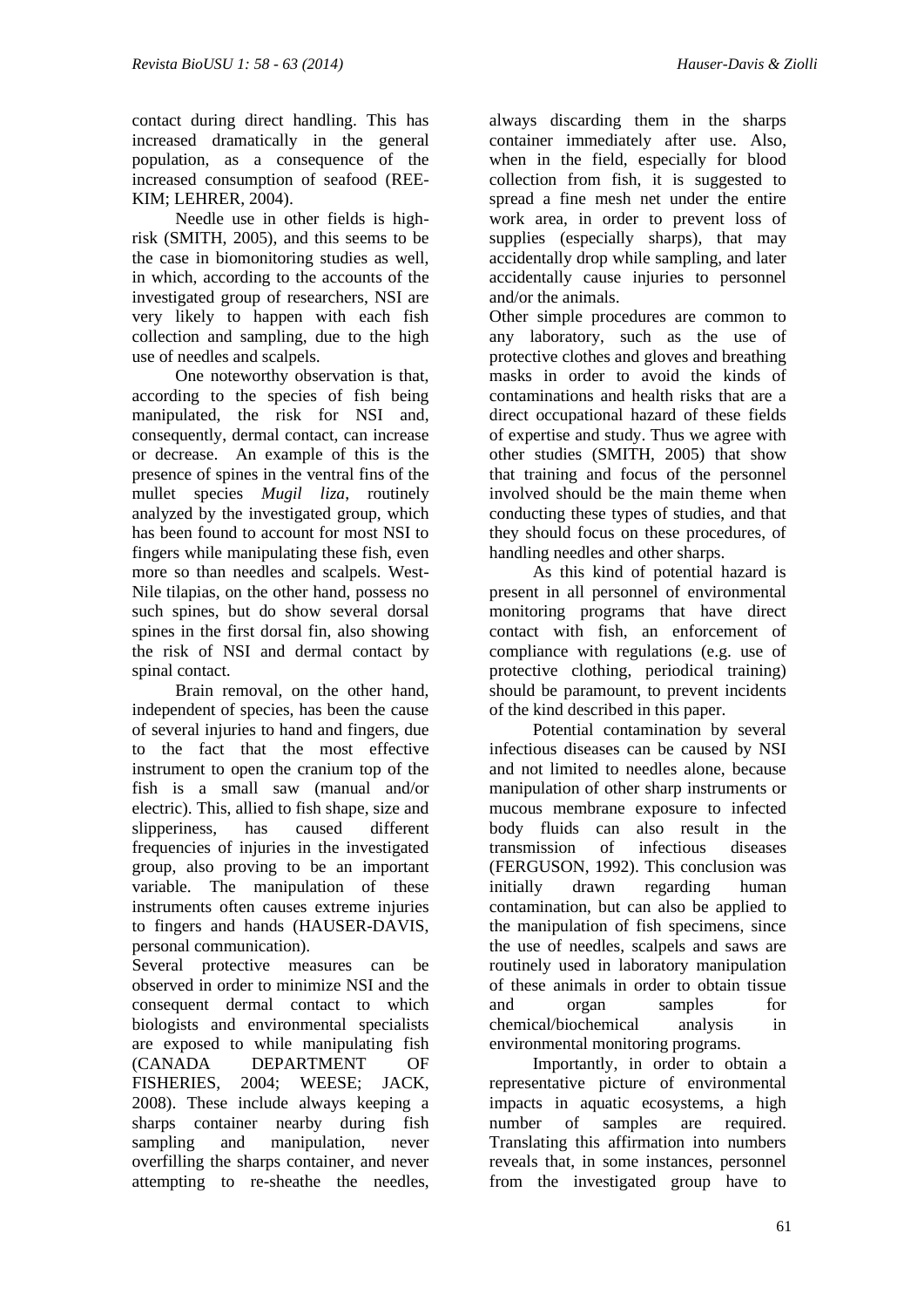contact during direct handling. This has increased dramatically in the general population, as a consequence of the increased consumption of seafood (REE-KIM; LEHRER, 2004).

Needle use in other fields is high-risk (SMITH, 2005), and this seems to be the case in biomonitoring studies as well, in which, according to the accounts of the investigated group of researchers, NSI are very likely to happen with each fish collection and sampling, due to the high use of needles and scalpels.

One noteworthy observation is that, according to the species of fish being manipulated, the risk for NSI and, consequently, dermal contact, can increase or decrease. An example of this is the presence of spines in the ventral fins of the mullet species *Mugil liza*, routinely analyzed by the investigated group, which has been found to account for most NSI to fingers while manipulating these fish, even more so than needles and scalpels. West-Nile tilapias, on the other hand, possess no such spines, but do show several dorsal spines in the first dorsal fin, also showing the risk of NSI and dermal contact by spinal contact.

Brain removal, on the other hand, independent of species, has been the cause of several injuries to hand and fingers, due to the fact that the most effective instrument to open the cranium top of the fish is a small saw (manual and/or electric). This, allied to fish shape, size and slipperiness, has caused different frequencies of injuries in the investigated group, also proving to be an important variable. The manipulation of these instruments often causes extreme injuries to fingers and hands (HAUSER-DAVIS, personal communication).

Several protective measures can be observed in order to minimize NSI and the consequent dermal contact to which biologists and environmental specialists are exposed to while manipulating fish (CANADA DEPARTMENT OF FISHERIES, 2004; WEESE; JACK, 2008). These include always keeping a sharps container nearby during fish sampling and manipulation, never overfilling the sharps container, and never attempting to re-sheathe the needles, always discarding them in the sharps container immediately after use. Also, when in the field, especially for blood collection from fish, it is suggested to spread a fine mesh net under the entire work area, in order to prevent loss of supplies (especially sharps), that may accidentally drop while sampling, and later accidentally cause injuries to personnel and/or the animals.

Other simple procedures are common to any laboratory, such as the use of protective clothes and gloves and breathing masks in order to avoid the kinds of contaminations and health risks that are a direct occupational hazard of these fields of expertise and study. Thus we agree with other studies (SMITH, 2005) that show that training and focus of the personnel involved should be the main theme when conducting these types of studies, and that they should focus on these procedures, of handling needles and other sharps.

As this kind of potential hazard is present in all personnel of environmental monitoring programs that have direct contact with fish, an enforcement of compliance with regulations (e.g. use of protective clothing, periodical training) should be paramount, to prevent incidents of the kind described in this paper.

Potential contamination by several infectious diseases can be caused by NSI and not limited to needles alone, because manipulation of other sharp instruments or mucous membrane exposure to infected body fluids can also result in the transmission of infectious diseases (FERGUSON, 1992). This conclusion was initially drawn regarding human contamination, but can also be applied to the manipulation of fish specimens, since the use of needles, scalpels and saws are routinely used in laboratory manipulation of these animals in order to obtain tissue and organ samples for chemical/biochemical analysis in environmental monitoring programs.

Importantly, in order to obtain a representative picture of environmental impacts in aquatic ecosystems, a high number of samples are required. Translating this affirmation into numbers reveals that, in some instances, personnel from the investigated group have to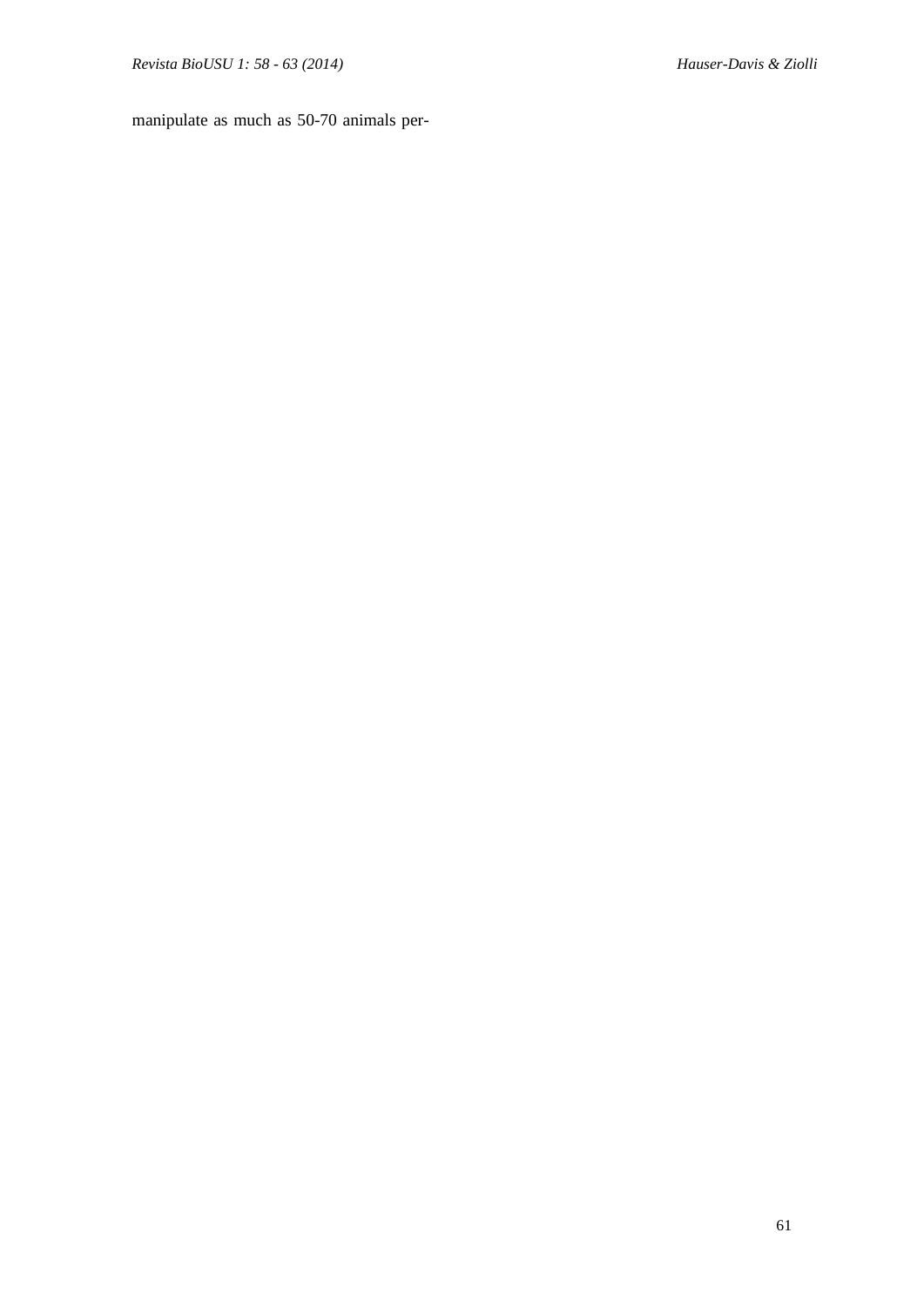manipulate as much as 50-70 animals per-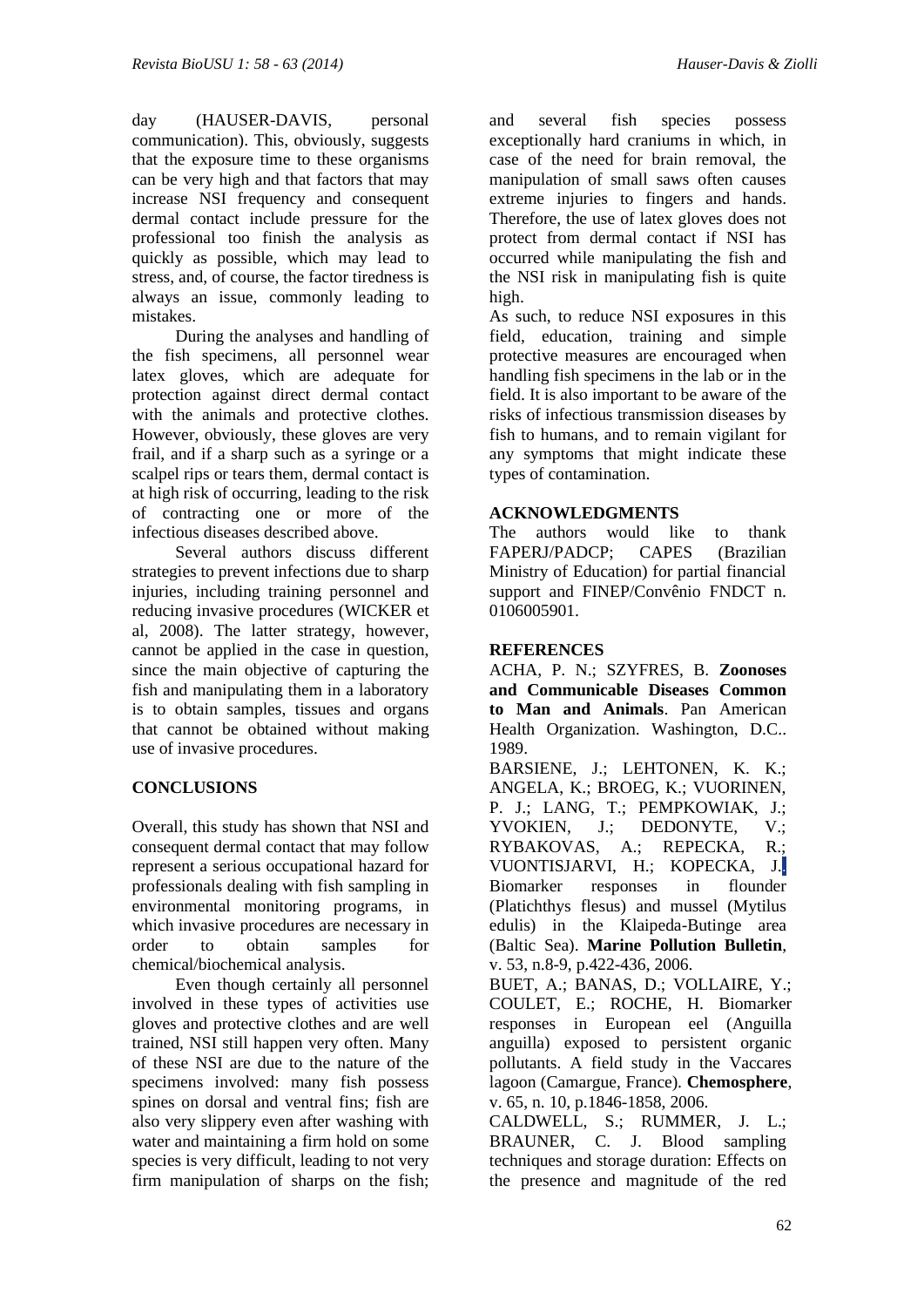day (HAUSER-DAVIS, personal communication). This, obviously, suggests that the exposure time to these organisms can be very high and that factors that may increase NSI frequency and consequent dermal contact include pressure for the professional too finish the analysis as quickly as possible, which may lead to stress, and, of course, the factor tiredness is always an issue, commonly leading to mistakes.

During the analyses and handling of the fish specimens, all personnel wear latex gloves, which are adequate for protection against direct dermal contact with the animals and protective clothes. However, obviously, these gloves are very frail, and if a sharp such as a syringe or a scalpel rips or tears them, dermal contact is at high risk of occurring, leading to the risk of contracting one or more of the infectious diseases described above.

Several authors discuss different strategies to prevent infections due to sharp injuries, including training personnel and reducing invasive procedures (WICKER et al, 2008). The latter strategy, however, cannot be applied in the case in question, since the main objective of capturing the fish and manipulating them in a laboratory is to obtain samples, tissues and organs that cannot be obtained without making use of invasive procedures.

## CONCLUSIONS

Overall, this study has shown that NSI and consequent dermal contact that may follow represent a serious occupational hazard for professionals dealing with fish sampling in environmental monitoring programs, in which invasive procedures are necessary in order to obtain samples for chemical/biochemical analysis.

Even though certainly all personnel involved in these types of activities use gloves and protective clothes and are well trained, NSI still happen very often. Many of these NSI are due to the nature of the specimens involved: many fish possess spines on dorsal and ventral fins; fish are also very slippery even after washing with water and maintaining a firm hold on some species is very difficult, leading to not very firm manipulation of sharps on the fish; and several fish species possess exceptionally hard craniums in which, in case of the need for brain removal, the manipulation of small saws often causes extreme injuries to fingers and hands. Therefore, the use of latex gloves does not protect from dermal contact if NSI has occurred while manipulating the fish and the NSI risk in manipulating fish is quite high.

As such, to reduce NSI exposures in this field, education, training and simple protective measures are encouraged when handling fish specimens in the lab or in the field. It is also important to be aware of the risks of infectious transmission diseases by fish to humans, and to remain vigilant for any symptoms that might indicate these types of contamination.

## ACKNOWLEDGMENTS

The authors would like to thank FAPERJ/PADCP; CAPES (Brazilian Ministry of Education) for partial financial support and FINEP/Convênio FNDCT n. 0106005901.

## REFERENCES

ACHA, P. N.; SZYFRES, B. **Zoonoses and Communicable Diseases Common to Man and Animals**. Pan American Health Organization. Washington, D.C.. 1989.

BARSIENE, J.; LEHTONEN, K. K.; ANGELA, K.; BROEG, K.; VUORINEN, P. J.; LANG, T.; PEMPKOWIAK, J.; YVOKIEN, J.; DEDONYTE, V.; RYBAKOVAS, A.; REPECKA, R.; VUONTISJARVI, H.; KOPECKA, J. Biomarker responses in flounder (Platichthys flesus) and mussel (Mytilus edulis) in the Klaipeda-Butinge area (Baltic Sea). **Marine Pollution Bulletin**, v. 53, n.8-9, p.422-436, 2006.

BUET, A.; BANAS, D.; VOLLAIRE, Y.; COULET, E.; ROCHE, H. Biomarker responses in European eel (Anguilla anguilla) exposed to persistent organic pollutants. A field study in the Vaccares lagoon (Camargue, France). **Chemosphere**, v. 65, n. 10, p.1846-1858, 2006.

CALDWELL, S.; RUMMER, J. L.; BRAUNER, C. J. Blood sampling techniques and storage duration: Effects on the presence and magnitude of the red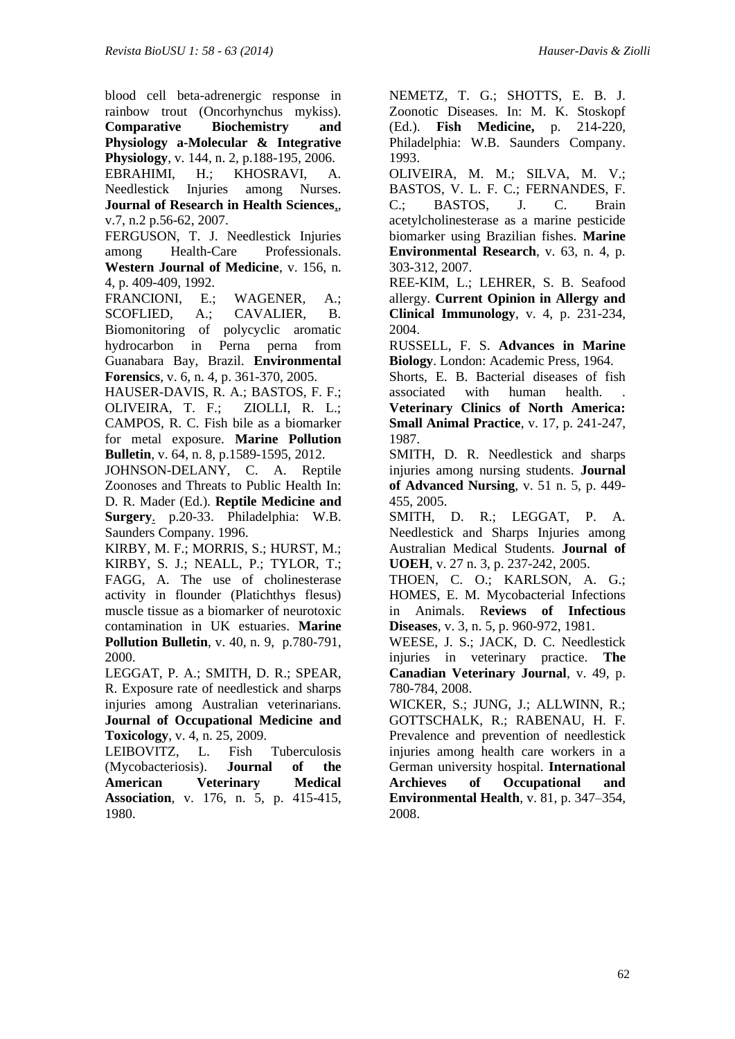blood cell beta-adrenergic response in rainbow trout (Oncorhynchus mykiss). **Comparative Biochemistry and Physiology a-Molecular & Integrative Physiology**, v. 144, n. 2, p.188-195, 2006.

EBRAHIMI, H.; KHOSRAVI, A. Needlestick Injuries among Nurses. **Journal of Research in Health Sciences**,, v.7, n.2 p.56-62, 2007.

FERGUSON, T. J. Needlestick Injuries among Health-Care Professionals. **Western Journal of Medicine**, v. 156, n. 4, p. 409-409, 1992.

FRANCIONI, E.; WAGENER, A.; SCOFLIED, A.; CAVALIER, B. Biomonitoring of polycyclic aromatic hydrocarbon in Perna perna from Guanabara Bay, Brazil. **Environmental Forensics**, v. 6, n. 4, p. 361-370, 2005.

HAUSER-DAVIS, R. A.; BASTOS, F. F.; OLIVEIRA, T. F.; ZIOLLI, R. L.; CAMPOS, R. C. Fish bile as a biomarker for metal exposure. **Marine Pollution Bulletin**, v. 64, n. 8, p.1589-1595, 2012.

JOHNSON-DELANY, C. A. Reptile Zoonoses and Threats to Public Health In: D. R. Mader (Ed.). **Reptile Medicine and Surgery**. p.20-33. Philadelphia: W.B. Saunders Company. 1996.

KIRBY, M. F.; MORRIS, S.; HURST, M.; KIRBY, S. J.; NEALL, P.; TYLOR, T.; FAGG, A. The use of cholinesterase activity in flounder (Platichthys flesus) muscle tissue as a biomarker of neurotoxic contamination in UK estuaries. **Marine Pollution Bulletin**, v. 40, n. 9, p.780-791, 2000.

LEGGAT, P. A.; SMITH, D. R.; SPEAR, R. Exposure rate of needlestick and sharps injuries among Australian veterinarians. **Journal of Occupational Medicine and Toxicology**, v. 4, n. 25, 2009.

LEIBOVITZ, L. Fish Tuberculosis (Mycobacteriosis). **Journal of the American Veterinary Medical Association**, v. 176, n. 5, p. 415-415, 1980.

NEMETZ, T. G.; SHOTTS, E. B. J. Zoonotic Diseases. In: M. K. Stoskopf (Ed.). **Fish Medicine,** p. 214-220, Philadelphia: W.B. Saunders Company. 1993.

OLIVEIRA, M. M.; SILVA, M. V.; BASTOS, V. L. F. C.; FERNANDES, F. C.; BASTOS, J. C. Brain acetylcholinesterase as a marine pesticide biomarker using Brazilian fishes. **Marine Environmental Research**, v. 63, n. 4, p. 303-312, 2007.

REE-KIM, L.; LEHRER, S. B. Seafood allergy. **Current Opinion in Allergy and Clinical Immunology**, v. 4, p. 231-234, 2004.

RUSSELL, F. S. **Advances in Marine Biology**. London: Academic Press, 1964.

Shorts, E. B. Bacterial diseases of fish associated with human health. . **Veterinary Clinics of North America: Small Animal Practice**, v. 17, p. 241-247, 1987.

SMITH, D. R. Needlestick and sharps injuries among nursing students. **Journal of Advanced Nursing**, v. 51 n. 5, p. 449-455, 2005.

SMITH, D. R.; LEGGAT, P. A. Needlestick and Sharps Injuries among Australian Medical Students. **Journal of UOEH**, v. 27 n. 3, p. 237-242, 2005.

THOEN, C. O.; KARLSON, A. G.; HOMES, E. M. Mycobacterial Infections in Animals. R**eviews of Infectious Diseases**, v. 3, n. 5, p. 960-972, 1981.

WEESE, J. S.; JACK, D. C. Needlestick injuries in veterinary practice. **The Canadian Veterinary Journal**, v. 49, p. 780-784, 2008.

WICKER, S.; JUNG, J.; ALLWINN, R.; GOTTSCHALK, R.; RABENAU, H. F. Prevalence and prevention of needlestick injuries among health care workers in a German university hospital. **International Archieves of Occupational and Environmental Health**, v. 81, p. 347–354, 2008.